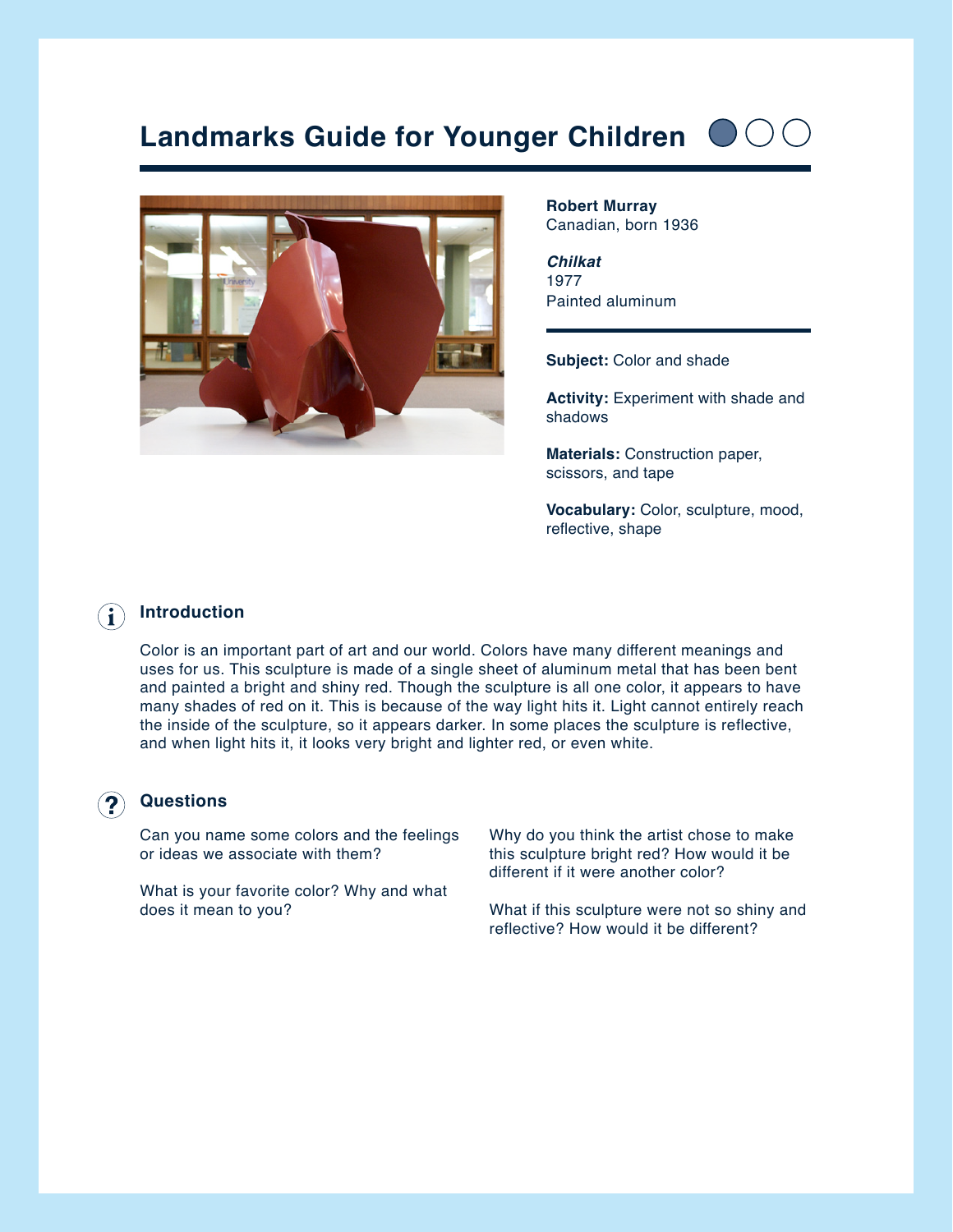# Landmarks Guide for Younger Children

**Robert Murray**
Canadian, born 1936

***Chilkat***
1977
Painted aluminum

**Subject:** Color and shade

**Activity:** Experiment with shade and shadows

**Materials:** Construction paper, scissors, and tape

**Vocabulary:** Color, sculpture, mood, reflective, shape

## Introduction

Color is an important part of art and our world. Colors have many different meanings and uses for us. This sculpture is made of a single sheet of aluminum metal that has been bent and painted a bright and shiny red. Though the sculpture is all one color, it appears to have many shades of red on it. This is because of the way light hits it. Light cannot entirely reach the inside of the sculpture, so it appears darker. In some places the sculpture is reflective, and when light hits it, it looks very bright and lighter red, or even white.

## Questions

Can you name some colors and the feelings or ideas we associate with them?

What is your favorite color? Why and what does it mean to you?

Why do you think the artist chose to make this sculpture bright red? How would it be different if it were another color?

What if this sculpture were not so shiny and reflective? How would it be different?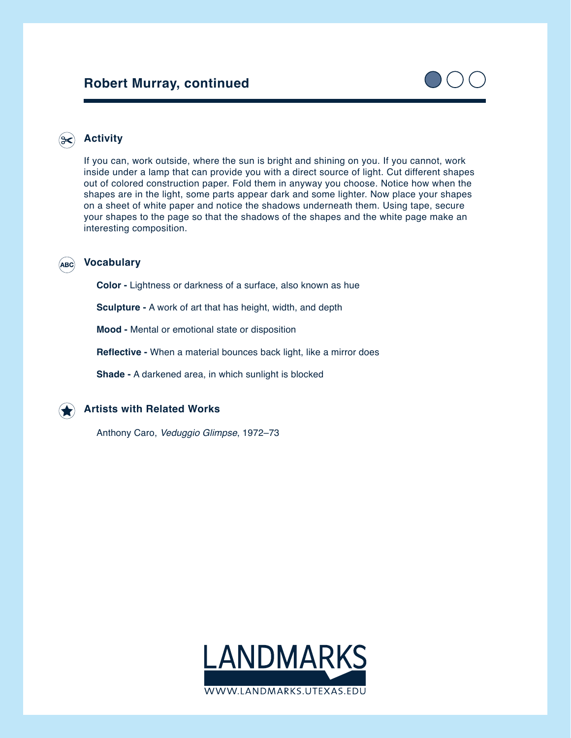## Robert Murray, continued

### Activity

If you can, work outside, where the sun is bright and shining on you. If you cannot, work inside under a lamp that can provide you with a direct source of light. Cut different shapes out of colored construction paper. Fold them in anyway you choose. Notice how when the shapes are in the light, some parts appear dark and some lighter. Now place your shapes on a sheet of white paper and notice the shadows underneath them. Using tape, secure your shapes to the page so that the shadows of the shapes and the white page make an interesting composition.

### Vocabulary

**Color -** Lightness or darkness of a surface, also known as hue

**Sculpture -** A work of art that has height, width, and depth

**Mood -** Mental or emotional state or disposition

**Reflective -** When a material bounces back light, like a mirror does

**Shade -** A darkened area, in which sunlight is blocked

### Artists with Related Works

Anthony Caro, *Veduggio Glimpse*, 1972–73

LANDMARKS
WWW.LANDMARKS.UTEXAS.EDU